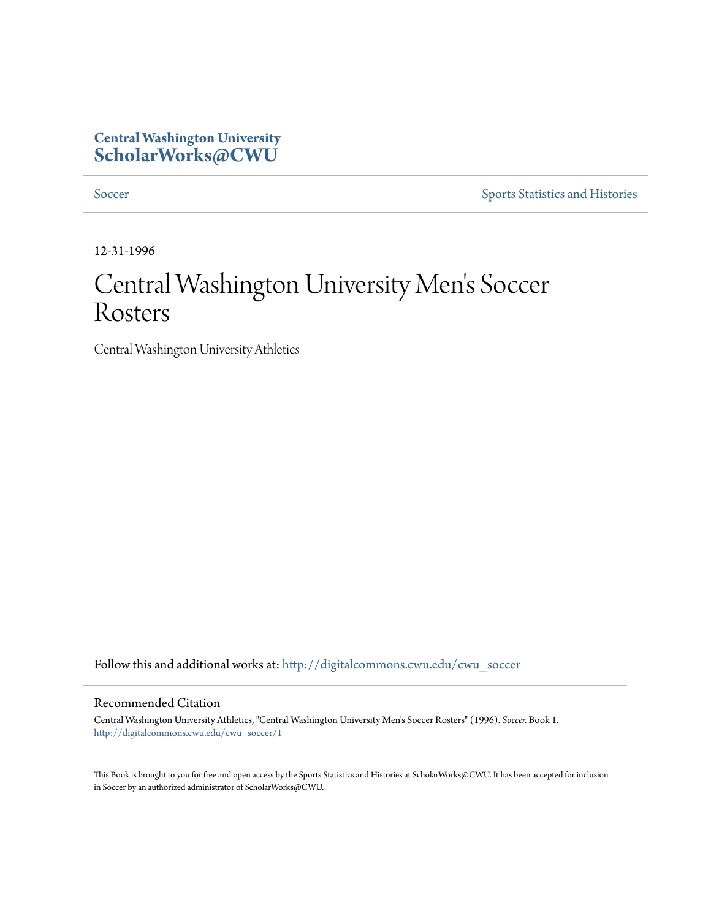**Central Washington University**
**ScholarWorks@CWU**

Soccer | Sports Statistics and Histories

12-31-1996

# Central Washington University Men's Soccer Rosters

Central Washington University Athletics

Follow this and additional works at: http://digitalcommons.cwu.edu/cwu_soccer

## Recommended Citation

Central Washington University Athletics, "Central Washington University Men's Soccer Rosters" (1996). *Soccer.* Book 1.
http://digitalcommons.cwu.edu/cwu_soccer/1

This Book is brought to you for free and open access by the Sports Statistics and Histories at ScholarWorks@CWU. It has been accepted for inclusion in Soccer by an authorized administrator of ScholarWorks@CWU.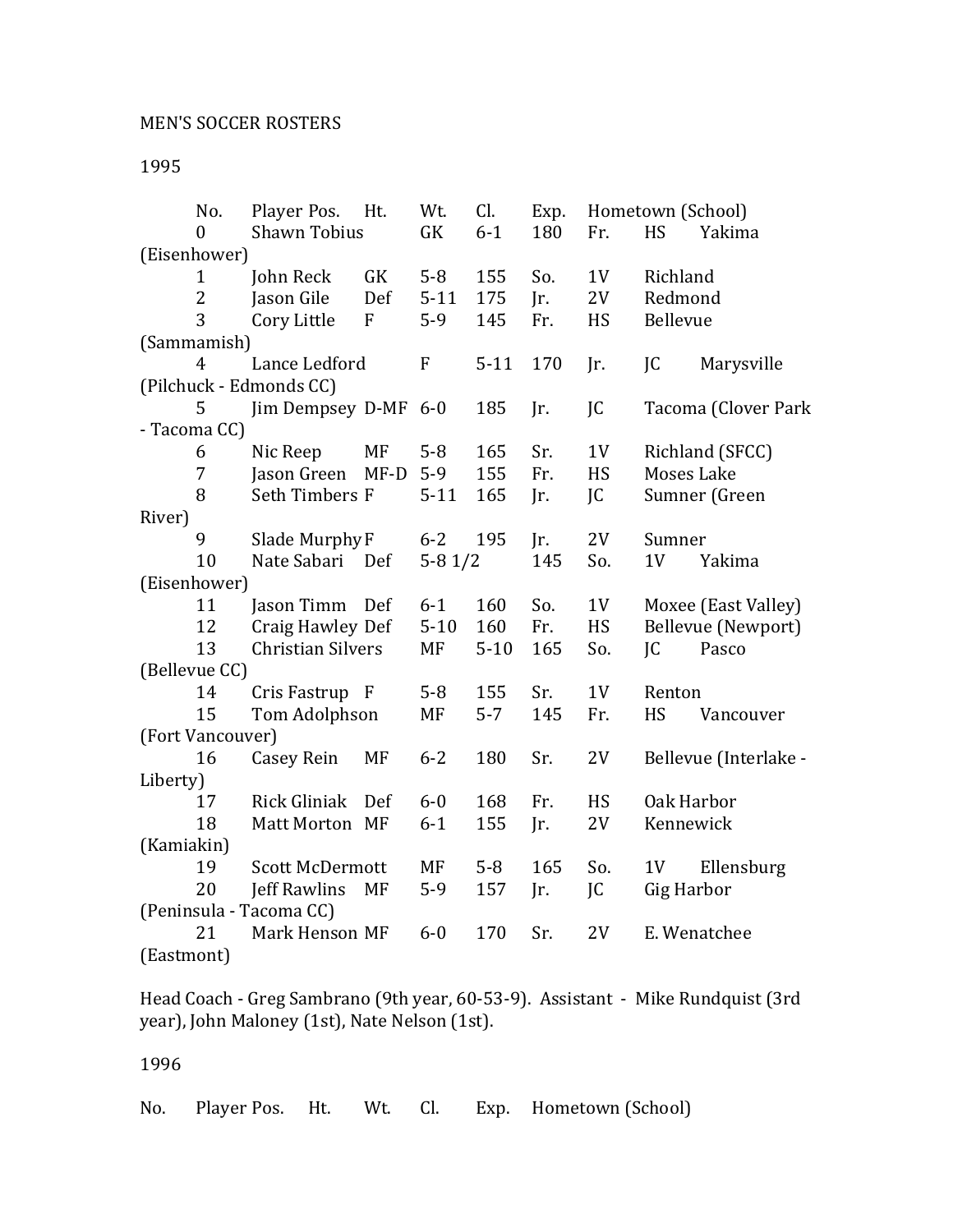MEN'S SOCCER ROSTERS

1995

| No. | Player | Pos. | Ht. | Wt. | Cl. | Exp. | Hometown (School) |
|---|---|---|---|---|---|---|---|
| 0 | Shawn Tobius | GK | 6-1 | 180 | Fr. | HS | Yakima (Eisenhower) |
| 1 | John Reck | GK | 5-8 | 155 | So. | 1V | Richland |
| 2 | Jason Gile | Def | 5-11 | 175 | Jr. | 2V | Redmond |
| 3 | Cory Little | F | 5-9 | 145 | Fr. | HS | Bellevue (Sammamish) |
| 4 | Lance Ledford | F | 5-11 | 170 | Jr. | JC | Marysville (Pilchuck - Edmonds CC) |
| 5 | Jim Dempsey | D-MF | 6-0 | 185 | Jr. | JC | Tacoma (Clover Park - Tacoma CC) |
| 6 | Nic Reep | MF | 5-8 | 165 | Sr. | 1V | Richland (SFCC) |
| 7 | Jason Green | MF-D | 5-9 | 155 | Fr. | HS | Moses Lake |
| 8 | Seth Timbers | F | 5-11 | 165 | Jr. | JC | Sumner (Green River) |
| 9 | Slade Murphy | F | 6-2 | 195 | Jr. | 2V | Sumner |
| 10 | Nate Sabari | Def | 5-8 1/2 | 145 | So. | 1V | Yakima (Eisenhower) |
| 11 | Jason Timm | Def | 6-1 | 160 | So. | 1V | Moxee (East Valley) |
| 12 | Craig Hawley | Def | 5-10 | 160 | Fr. | HS | Bellevue (Newport) |
| 13 | Christian Silvers | MF | 5-10 | 165 | So. | JC | Pasco (Bellevue CC) |
| 14 | Cris Fastrup | F | 5-8 | 155 | Sr. | 1V | Renton |
| 15 | Tom Adolphson | MF | 5-7 | 145 | Fr. | HS | Vancouver (Fort Vancouver) |
| 16 | Casey Rein | MF | 6-2 | 180 | Sr. | 2V | Bellevue (Interlake - Liberty) |
| 17 | Rick Gliniak | Def | 6-0 | 168 | Fr. | HS | Oak Harbor |
| 18 | Matt Morton | MF | 6-1 | 155 | Jr. | 2V | Kennewick (Kamiakin) |
| 19 | Scott McDermott | MF | 5-8 | 165 | So. | 1V | Ellensburg |
| 20 | Jeff Rawlins | MF | 5-9 | 157 | Jr. | JC | Gig Harbor (Peninsula - Tacoma CC) |
| 21 | Mark Henson | MF | 6-0 | 170 | Sr. | 2V | E. Wenatchee (Eastmont) |

Head Coach - Greg Sambrano (9th year, 60-53-9). Assistant - Mike Rundquist (3rd year), John Maloney (1st), Nate Nelson (1st).

1996

| No. | Player | Pos. | Ht. | Wt. | Cl. | Exp. | Hometown (School) |
|---|---|---|---|---|---|---|---|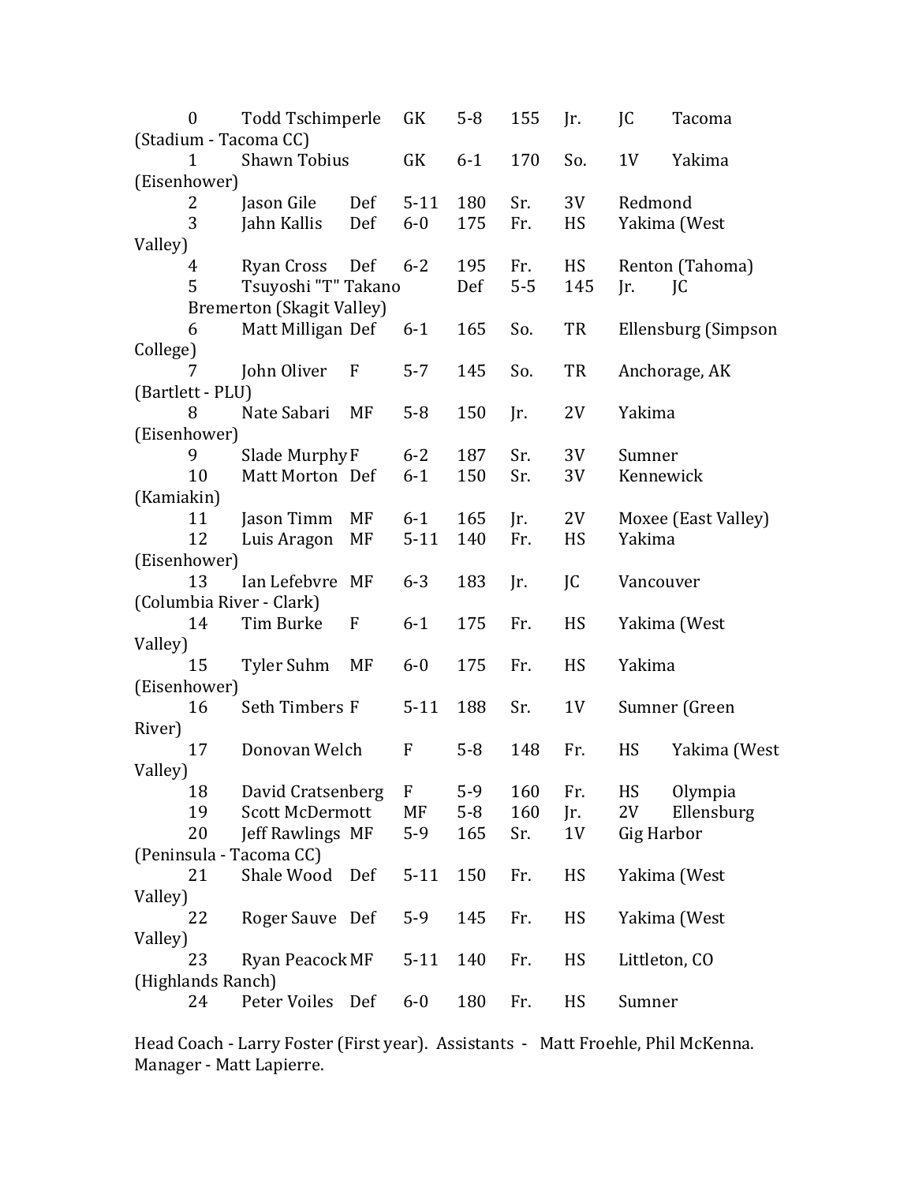| | | | | | | | |
|---|---|---|---|---|---|---|---|
| 0 | Todd Tschimperle | GK | 5-8 | 155 | Jr. | JC | Tacoma (Stadium - Tacoma CC) |
| 1 | Shawn Tobius | GK | 6-1 | 170 | So. | 1V | Yakima (Eisenhower) |
| 2 | Jason Gile | Def | 5-11 | 180 | Sr. | 3V | Redmond |
| 3 | Jahn Kallis | Def | 6-0 | 175 | Fr. | HS | Yakima (West Valley) |
| 4 | Ryan Cross | Def | 6-2 | 195 | Fr. | HS | Renton (Tahoma) |
| 5 | Tsuyoshi "T" Takano | Def | 5-5 | 145 | Jr. | JC | Bremerton (Skagit Valley) |
| 6 | Matt Milligan | Def | 6-1 | 165 | So. | TR | Ellensburg (Simpson College) |
| 7 | John Oliver | F | 5-7 | 145 | So. | TR | Anchorage, AK (Bartlett - PLU) |
| 8 | Nate Sabari | MF | 5-8 | 150 | Jr. | 2V | Yakima (Eisenhower) |
| 9 | Slade Murphy | F | 6-2 | 187 | Sr. | 3V | Sumner |
| 10 | Matt Morton | Def | 6-1 | 150 | Sr. | 3V | Kennewick (Kamiakin) |
| 11 | Jason Timm | MF | 6-1 | 165 | Jr. | 2V | Moxee (East Valley) |
| 12 | Luis Aragon | MF | 5-11 | 140 | Fr. | HS | Yakima (Eisenhower) |
| 13 | Ian Lefebvre | MF | 6-3 | 183 | Jr. | JC | Vancouver (Columbia River - Clark) |
| 14 | Tim Burke | F | 6-1 | 175 | Fr. | HS | Yakima (West Valley) |
| 15 | Tyler Suhm | MF | 6-0 | 175 | Fr. | HS | Yakima (Eisenhower) |
| 16 | Seth Timbers | F | 5-11 | 188 | Sr. | 1V | Sumner (Green River) |
| 17 | Donovan Welch | F | 5-8 | 148 | Fr. | HS | Yakima (West Valley) |
| 18 | David Cratsenberg | F | 5-9 | 160 | Fr. | HS | Olympia |
| 19 | Scott McDermott | MF | 5-8 | 160 | Jr. | 2V | Ellensburg |
| 20 | Jeff Rawlings | MF | 5-9 | 165 | Sr. | 1V | Gig Harbor (Peninsula - Tacoma CC) |
| 21 | Shale Wood | Def | 5-11 | 150 | Fr. | HS | Yakima (West Valley) |
| 22 | Roger Sauve | Def | 5-9 | 145 | Fr. | HS | Yakima (West Valley) |
| 23 | Ryan Peacock | MF | 5-11 | 140 | Fr. | HS | Littleton, CO (Highlands Ranch) |
| 24 | Peter Voiles | Def | 6-0 | 180 | Fr. | HS | Sumner |

Head Coach - Larry Foster (First year). Assistants - Matt Froehle, Phil McKenna. Manager - Matt Lapierre.